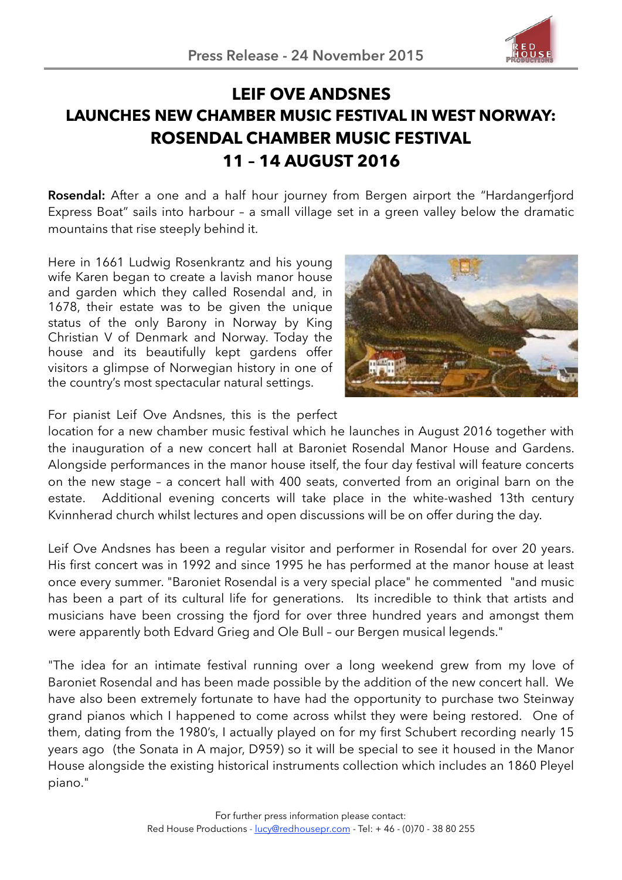Press Release - 24 November 2015

# LEIF OVE ANDSNES
# LAUNCHES NEW CHAMBER MUSIC FESTIVAL IN WEST NORWAY:
# ROSENDAL CHAMBER MUSIC FESTIVAL
# 11 – 14 AUGUST 2016

**Rosendal:** After a one and a half hour journey from Bergen airport the "Hardangerfjord Express Boat" sails into harbour – a small village set in a green valley below the dramatic mountains that rise steeply behind it.

Here in 1661 Ludwig Rosenkrantz and his young wife Karen began to create a lavish manor house and garden which they called Rosendal and, in 1678, their estate was to be given the unique status of the only Barony in Norway by King Christian V of Denmark and Norway. Today the house and its beautifully kept gardens offer visitors a glimpse of Norwegian history in one of the country's most spectacular natural settings.

For pianist Leif Ove Andsnes, this is the perfect location for a new chamber music festival which he launches in August 2016 together with the inauguration of a new concert hall at Baroniet Rosendal Manor House and Gardens. Alongside performances in the manor house itself, the four day festival will feature concerts on the new stage – a concert hall with 400 seats, converted from an original barn on the estate. Additional evening concerts will take place in the white-washed 13th century Kvinnherad church whilst lectures and open discussions will be on offer during the day.

Leif Ove Andsnes has been a regular visitor and performer in Rosendal for over 20 years. His first concert was in 1992 and since 1995 he has performed at the manor house at least once every summer. "Baroniet Rosendal is a very special place" he commented "and music has been a part of its cultural life for generations. Its incredible to think that artists and musicians have been crossing the fjord for over three hundred years and amongst them were apparently both Edvard Grieg and Ole Bull – our Bergen musical legends."

"The idea for an intimate festival running over a long weekend grew from my love of Baroniet Rosendal and has been made possible by the addition of the new concert hall. We have also been extremely fortunate to have had the opportunity to purchase two Steinway grand pianos which I happened to come across whilst they were being restored. One of them, dating from the 1980's, I actually played on for my first Schubert recording nearly 15 years ago (the Sonata in A major, D959) so it will be special to see it housed in the Manor House alongside the existing historical instruments collection which includes an 1860 Pleyel piano."

For further press information please contact:
Red House Productions - lucy@redhousepr.com - Tel: + 46 - (0)70 - 38 80 255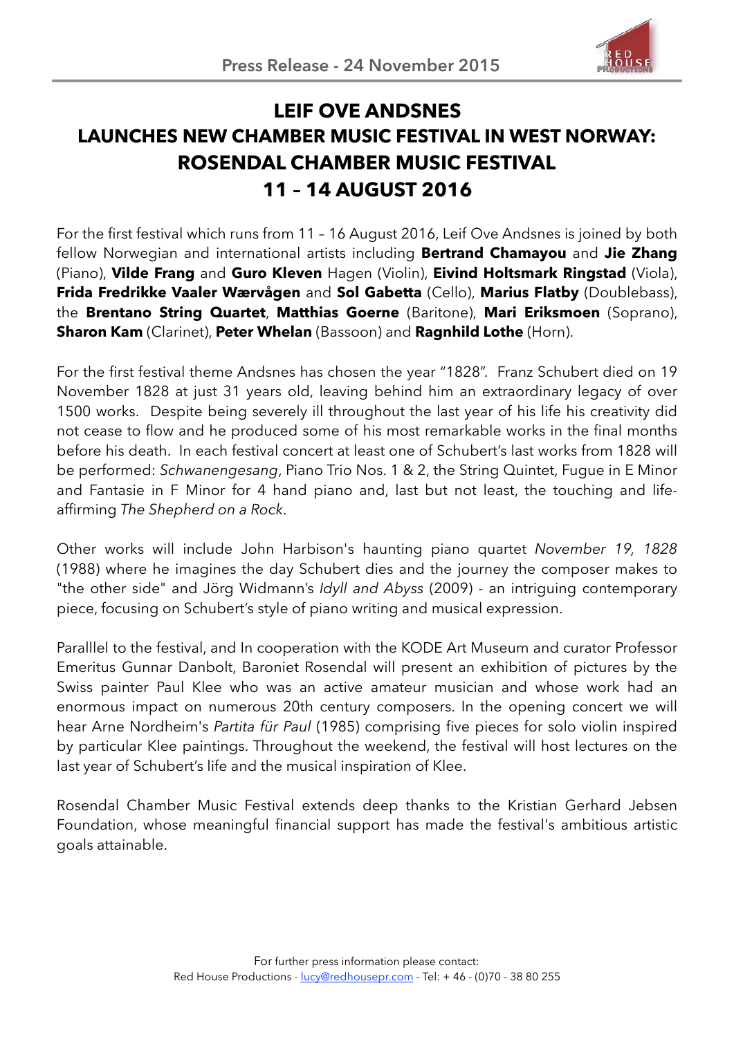Press Release - 24 November 2015

# LEIF OVE ANDSNES LAUNCHES NEW CHAMBER MUSIC FESTIVAL IN WEST NORWAY: ROSENDAL CHAMBER MUSIC FESTIVAL 11 – 14 AUGUST 2016

For the first festival which runs from 11 – 16 August 2016, Leif Ove Andsnes is joined by both fellow Norwegian and international artists including **Bertrand Chamayou** and **Jie Zhang** (Piano), **Vilde Frang** and **Guro Kleven** Hagen (Violin), **Eivind Holtsmark Ringstad** (Viola), **Frida Fredrikke Vaaler Wærvågen** and **Sol Gabetta** (Cello), **Marius Flatby** (Doublebass), the **Brentano String Quartet**, **Matthias Goerne** (Baritone), **Mari Eriksmoen** (Soprano), **Sharon Kam** (Clarinet), **Peter Whelan** (Bassoon) and **Ragnhild Lothe** (Horn).

For the first festival theme Andsnes has chosen the year "1828". Franz Schubert died on 19 November 1828 at just 31 years old, leaving behind him an extraordinary legacy of over 1500 works. Despite being severely ill throughout the last year of his life his creativity did not cease to flow and he produced some of his most remarkable works in the final months before his death. In each festival concert at least one of Schubert's last works from 1828 will be performed: *Schwanengesang*, Piano Trio Nos. 1 & 2, the String Quintet, Fugue in E Minor and Fantasie in F Minor for 4 hand piano and, last but not least, the touching and life-affirming *The Shepherd on a Rock*.

Other works will include John Harbison's haunting piano quartet *November 19, 1828* (1988) where he imagines the day Schubert dies and the journey the composer makes to "the other side" and Jörg Widmann's *Idyll and Abyss* (2009) - an intriguing contemporary piece, focusing on Schubert's style of piano writing and musical expression.

Paralllel to the festival, and In cooperation with the KODE Art Museum and curator Professor Emeritus Gunnar Danbolt, Baroniet Rosendal will present an exhibition of pictures by the Swiss painter Paul Klee who was an active amateur musician and whose work had an enormous impact on numerous 20th century composers. In the opening concert we will hear Arne Nordheim's *Partita für Paul* (1985) comprising five pieces for solo violin inspired by particular Klee paintings. Throughout the weekend, the festival will host lectures on the last year of Schubert's life and the musical inspiration of Klee.

Rosendal Chamber Music Festival extends deep thanks to the Kristian Gerhard Jebsen Foundation, whose meaningful financial support has made the festival's ambitious artistic goals attainable.

For further press information please contact:
Red House Productions - lucy@redhousepr.com - Tel: + 46 - (0)70 - 38 80 255